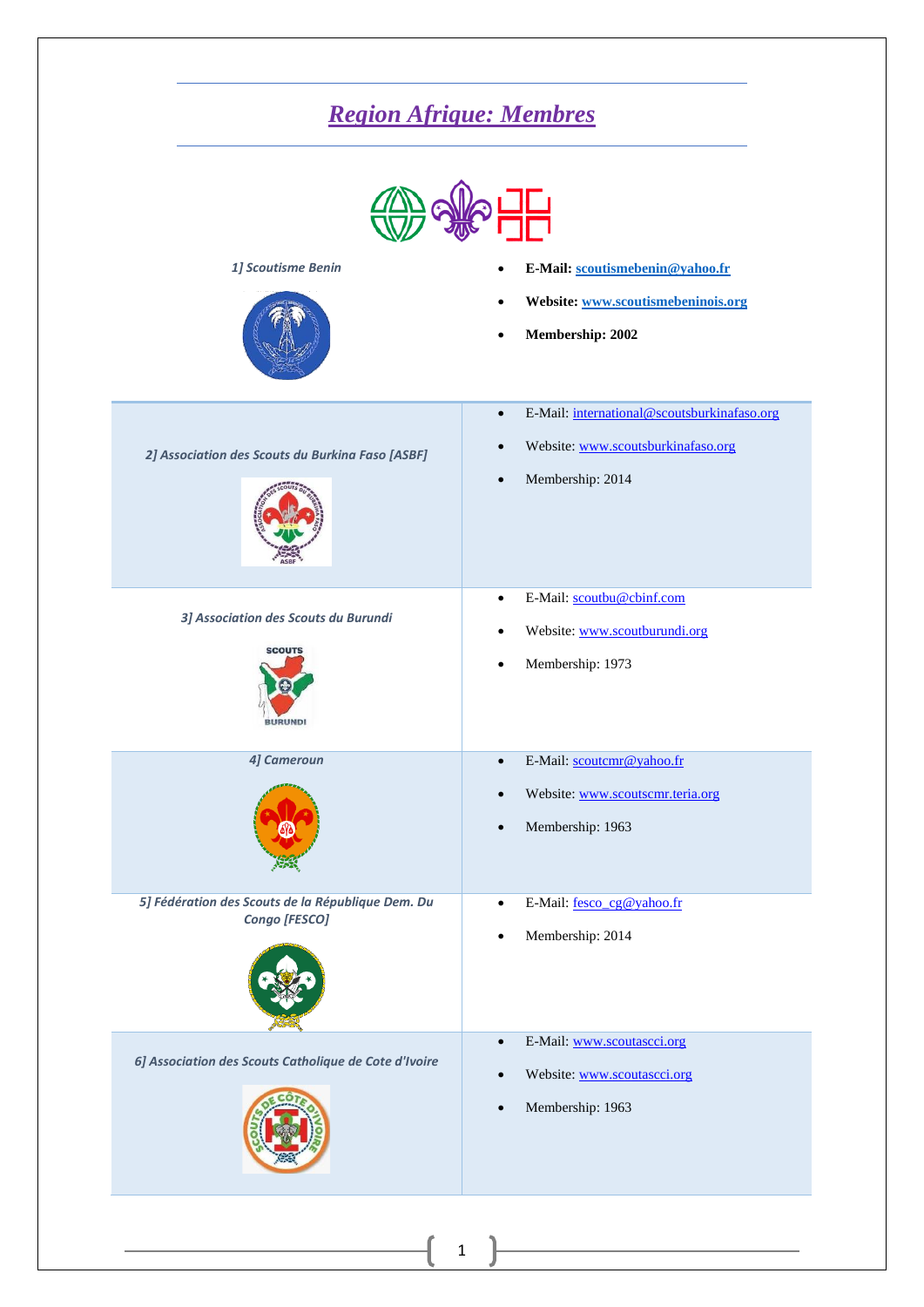# *Region Afrique: Membres*

| | |
|---|---|
| *1] Scoutisme Benin* | • **E-Mail: scoutismebenin@yahoo.fr**<br>• **Website: www.scoutismebeninois.org**<br>• **Membership: 2002** |
| *2] Association des Scouts du Burkina Faso [ASBF]* | • E-Mail: international@scoutsburkinafaso.org<br>• Website: www.scoutsburkinafaso.org<br>• Membership: 2014 |
| *3] Association des Scouts du Burundi* | • E-Mail: scoutbu@cbinf.com<br>• Website: www.scoutburundi.org<br>• Membership: 1973 |
| *4] Cameroun* | • E-Mail: scoutcmr@yahoo.fr<br>• Website: www.scoutscmr.teria.org<br>• Membership: 1963 |
| *5] Fédération des Scouts de la République Dem. Du Congo [FESCO]* | • E-Mail: fesco_cg@yahoo.fr<br>• Membership: 2014 |
| *6] Association des Scouts Catholique de Cote d'Ivoire* | • E-Mail: www.scoutascci.org<br>• Website: www.scoutascci.org<br>• Membership: 1963 |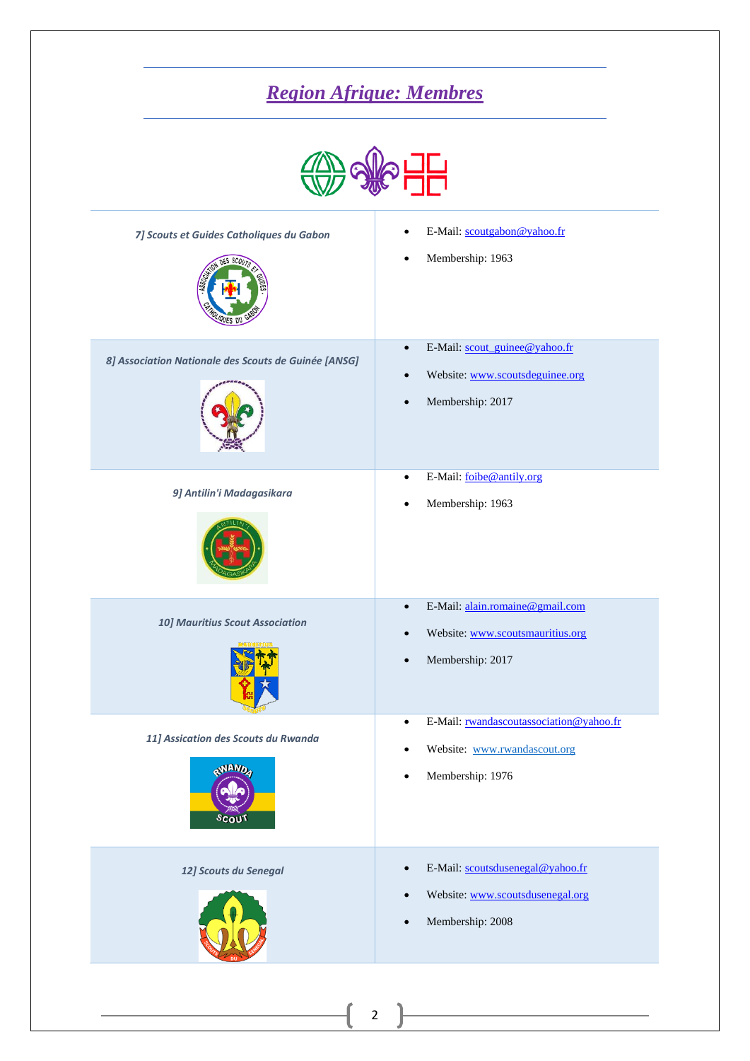# *Region Afrique: Membres*

| | |
|---|---|
| *7] Scouts et Guides Catholiques du Gabon* | • E-Mail: scoutgabon@yahoo.fr<br>• Membership: 1963 |
| *8] Association Nationale des Scouts de Guinée [ANSG]* | • E-Mail: scout_guinee@yahoo.fr<br>• Website: www.scoutsdeguinee.org<br>• Membership: 2017 |
| *9] Antilin'i Madagasikara* | • E-Mail: foibe@antily.org<br>• Membership: 1963 |
| *10] Mauritius Scout Association* | • E-Mail: alain.romaine@gmail.com<br>• Website: www.scoutsmauritius.org<br>• Membership: 2017 |
| *11] Assication des Scouts du Rwanda* | • E-Mail: rwandascoutassociation@yahoo.fr<br>• Website: www.rwandascout.org<br>• Membership: 1976 |
| *12] Scouts du Senegal* | • E-Mail: scoutsdusenegal@yahoo.fr<br>• Website: www.scoutsdusenegal.org<br>• Membership: 2008 |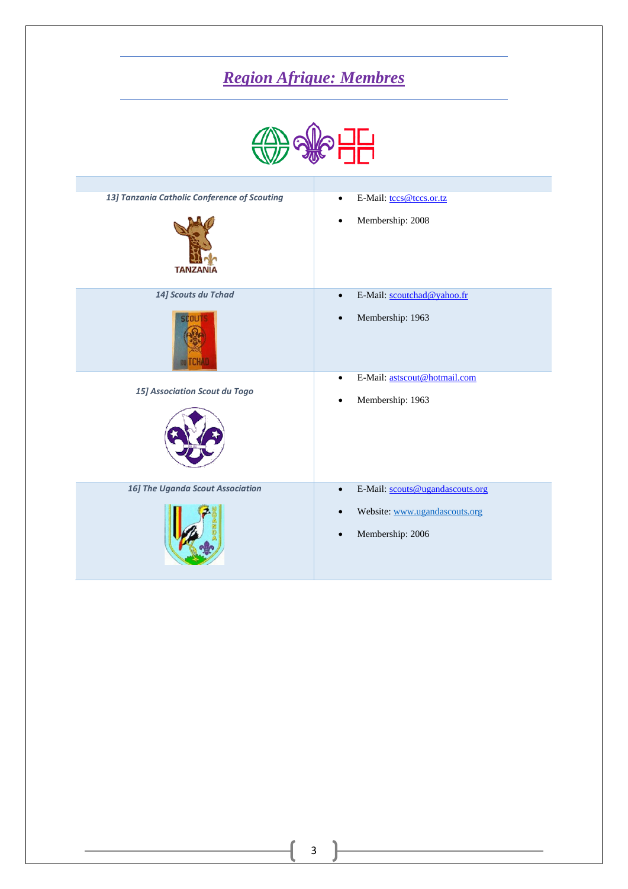## *Region Afrique: Membres*

| | |
|---|---|
| *13] Tanzania Catholic Conference of Scouting* | • E-Mail: tccs@tccs.or.tz<br>• Membership: 2008 |
| *14] Scouts du Tchad* | • E-Mail: scoutchad@yahoo.fr<br>• Membership: 1963 |
| *15] Association Scout du Togo* | • E-Mail: astscout@hotmail.com<br>• Membership: 1963 |
| *16] The Uganda Scout Association* | • E-Mail: scouts@ugandascouts.org<br>• Website: www.ugandascouts.org<br>• Membership: 2006 |